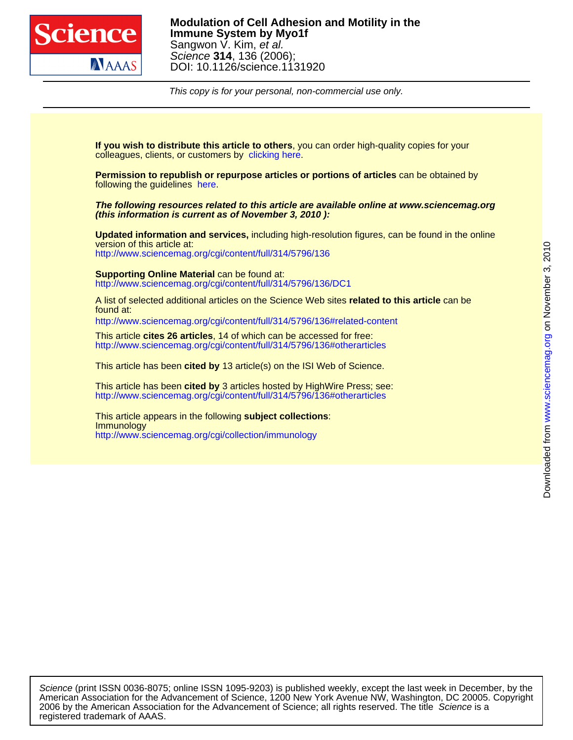**Modulation of Cell Adhesion and Motility in the Immune System by Myo1f**

Sangwon V. Kim, *et al.*

*Science* **314**, 136 (2006);

DOI: 10.1126/science.1131920

*This copy is for your personal, non-commercial use only.*

**If you wish to distribute this article to others**, you can order high-quality copies for your colleagues, clients, or customers by clicking here.

**Permission to republish or repurpose articles or portions of articles** can be obtained by following the guidelines here.

***The following resources related to this article are available online at www.sciencemag.org (this information is current as of November 3, 2010 ):***

**Updated information and services,** including high-resolution figures, can be found in the online version of this article at:
http://www.sciencemag.org/cgi/content/full/314/5796/136

**Supporting Online Material** can be found at:
http://www.sciencemag.org/cgi/content/full/314/5796/136/DC1

A list of selected additional articles on the Science Web sites **related to this article** can be found at:
http://www.sciencemag.org/cgi/content/full/314/5796/136#related-content

This article **cites 26 articles**, 14 of which can be accessed for free:
http://www.sciencemag.org/cgi/content/full/314/5796/136#otherarticles

This article has been **cited by** 13 article(s) on the ISI Web of Science.

This article has been **cited by** 3 articles hosted by HighWire Press; see:
http://www.sciencemag.org/cgi/content/full/314/5796/136#otherarticles

This article appears in the following **subject collections**:
Immunology
http://www.sciencemag.org/cgi/collection/immunology

*Science* (print ISSN 0036-8075; online ISSN 1095-9203) is published weekly, except the last week in December, by the American Association for the Advancement of Science, 1200 New York Avenue NW, Washington, DC 20005. Copyright 2006 by the American Association for the Advancement of Science; all rights reserved. The title *Science* is a registered trademark of AAAS.

Downloaded from www.sciencemag.org on November 3, 2010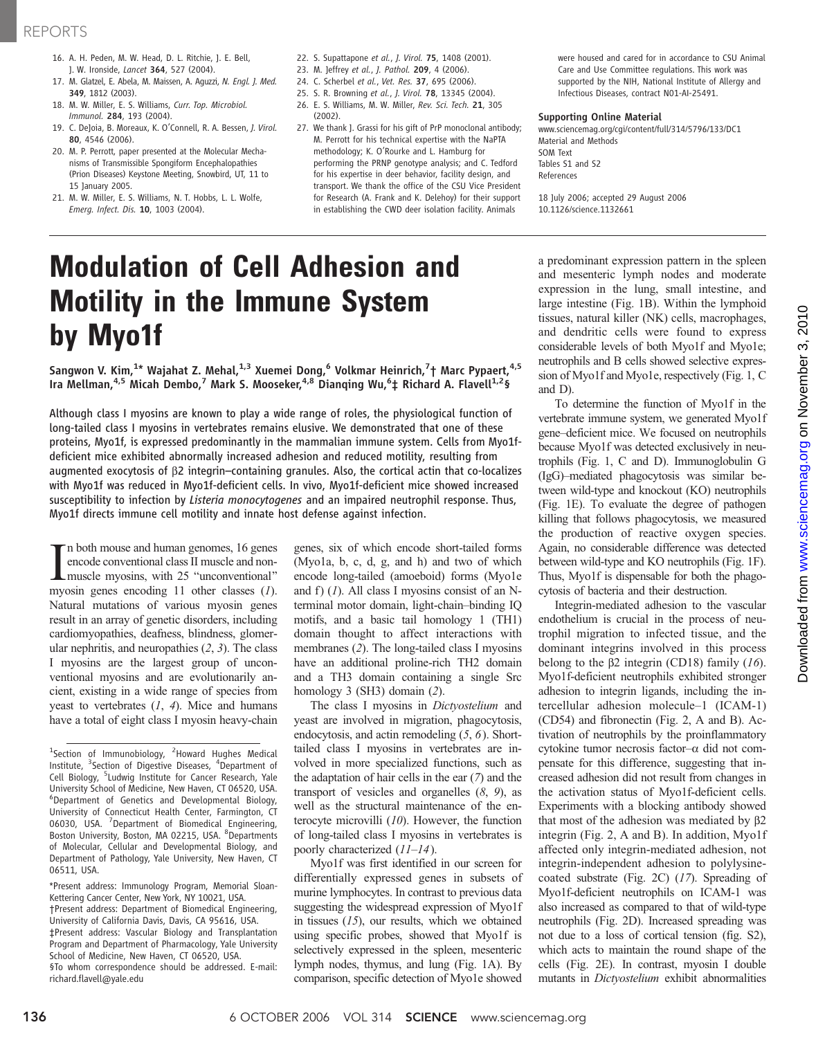16. A. H. Peden, M. W. Head, D. L. Ritchie, J. E. Bell, J. W. Ironside, *Lancet* **364**, 527 (2004).
17. M. Glatzel, E. Abela, M. Maissen, A. Aguzzi, *N. Engl. J. Med.* **349**, 1812 (2003).
18. M. W. Miller, E. S. Williams, *Curr. Top. Microbiol. Immunol.* **284**, 193 (2004).
19. C. DeJoia, B. Moreaux, K. O'Connell, R. A. Bessen, *J. Virol.* **80**, 4546 (2006).
20. M. P. Perrott, paper presented at the Molecular Mechanisms of Transmissible Spongiform Encephalopathies (Prion Diseases) Keystone Meeting, Snowbird, UT, 11 to 15 January 2005.
21. M. W. Miller, E. S. Williams, N. T. Hobbs, L. L. Wolfe, *Emerg. Infect. Dis.* **10**, 1003 (2004).
22. S. Supattapone *et al.*, *J. Virol.* **75**, 1408 (2001).
23. M. Jeffrey *et al.*, *J. Pathol.* **209**, 4 (2006).
24. C. Scherbel *et al.*, *Vet. Res.* **37**, 695 (2006).
25. S. R. Browning *et al.*, *J. Virol.* **78**, 13345 (2004).
26. E. S. Williams, M. W. Miller, *Rev. Sci. Tech.* **21**, 305 (2002).
27. We thank J. Grassi for his gift of PrP monoclonal antibody; M. Perrott for his technical expertise with the NaPTA methodology; K. O'Rourke and L. Hamburg for performing the PRNP genotype analysis; and C. Tedford for his expertise in deer behavior, facility design, and transport. We thank the office of the CSU Vice President for Research (A. Frank and K. Delehoy) for their support in establishing the CWD deer isolation facility. Animals were housed and cared for in accordance to CSU Animal Care and Use Committee regulations. This work was supported by the NIH, National Institute of Allergy and Infectious Diseases, contract N01-AI-25491.

**Supporting Online Material**
www.sciencemag.org/cgi/content/full/314/5796/133/DC1
Material and Methods
SOM Text
Tables S1 and S2
References

18 July 2006; accepted 29 August 2006
10.1126/science.1132661

# Modulation of Cell Adhesion and Motility in the Immune System by Myo1f

**Sangwon V. Kim,[1*] Wajahat Z. Mehal,[1,3] Xuemei Dong,[6] Volkmar Heinrich,[7†] Marc Pypaert,[4,5] Ira Mellman,[4,5] Micah Dembo,[7] Mark S. Mooseker,[4,8] Dianqing Wu,[6‡] Richard A. Flavell[1,2§]**

Although class I myosins are known to play a wide range of roles, the physiological function of long-tailed class I myosins in vertebrates remains elusive. We demonstrated that one of these proteins, Myo1f, is expressed predominantly in the mammalian immune system. Cells from Myo1f-deficient mice exhibited abnormally increased adhesion and reduced motility, resulting from augmented exocytosis of β2 integrin–containing granules. Also, the cortical actin that co-localizes with Myo1f was reduced in Myo1f-deficient cells. In vivo, Myo1f-deficient mice showed increased susceptibility to infection by *Listeria monocytogenes* and an impaired neutrophil response. Thus, Myo1f directs immune cell motility and innate host defense against infection.

In both mouse and human genomes, 16 genes encode conventional class II muscle and nonmuscle myosins, with 25 "unconventional" myosin genes encoding 11 other classes (*1*). Natural mutations of various myosin genes result in an array of genetic disorders, including cardiomyopathies, deafness, blindness, glomerular nephritis, and neuropathies (*2*, *3*). The class I myosins are the largest group of unconventional myosins and are evolutionarily ancient, existing in a wide range of species from yeast to vertebrates (*1*, *4*). Mice and humans have a total of eight class I myosin heavy-chain genes, six of which encode short-tailed forms (Myo1a, b, c, d, g, and h) and two of which encode long-tailed (amoeboid) forms (Myo1e and f) (*1*). All class I myosins consist of an N-terminal motor domain, light-chain–binding IQ motifs, and a basic tail homology 1 (TH1) domain thought to affect interactions with membranes (*2*). The long-tailed class I myosins have an additional proline-rich TH2 domain and a TH3 domain containing a single Src homology 3 (SH3) domain (*2*).

The class I myosins in *Dictyostelium* and yeast are involved in migration, phagocytosis, endocytosis, and actin remodeling (*5*, *6*). Short-tailed class I myosins in vertebrates are involved in more specialized functions, such as the adaptation of hair cells in the ear (*7*) and the transport of vesicles and organelles (*8*, *9*), as well as the structural maintenance of the enterocyte microvilli (*10*). However, the function of long-tailed class I myosins in vertebrates is poorly characterized (*11*–*14*).

Myo1f was first identified in our screen for differentially expressed genes in subsets of murine lymphocytes. In contrast to previous data suggesting the widespread expression of Myo1f in tissues (*15*), our results, which we obtained using specific probes, showed that Myo1f is selectively expressed in the spleen, mesenteric lymph nodes, thymus, and lung (Fig. 1A). By comparison, specific detection of Myo1e showed a predominant expression pattern in the spleen and mesenteric lymph nodes and moderate expression in the lung, small intestine, and large intestine (Fig. 1B). Within the lymphoid tissues, natural killer (NK) cells, macrophages, and dendritic cells were found to express considerable levels of both Myo1f and Myo1e; neutrophils and B cells showed selective expression of Myo1f and Myo1e, respectively (Fig. 1, C and D).

To determine the function of Myo1f in the vertebrate immune system, we generated Myo1f gene–deficient mice. We focused on neutrophils because Myo1f was detected exclusively in neutrophils (Fig. 1, C and D). Immunoglobulin G (IgG)–mediated phagocytosis was similar between wild-type and knockout (KO) neutrophils (Fig. 1E). To evaluate the degree of pathogen killing that follows phagocytosis, we measured the production of reactive oxygen species. Again, no considerable difference was detected between wild-type and KO neutrophils (Fig. 1F). Thus, Myo1f is dispensable for both the phagocytosis of bacteria and their destruction.

Integrin-mediated adhesion to the vascular endothelium is crucial in the process of neutrophil migration to infected tissue, and the dominant integrins involved in this process belong to the β2 integrin (CD18) family (*16*). Myo1f-deficient neutrophils exhibited stronger adhesion to integrin ligands, including the intercellular adhesion molecule–1 (ICAM-1) (CD54) and fibronectin (Fig. 2, A and B). Activation of neutrophils by the proinflammatory cytokine tumor necrosis factor–α did not compensate for this difference, suggesting that increased adhesion did not result from changes in the activation status of Myo1f-deficient cells. Experiments with a blocking antibody showed that most of the adhesion was mediated by β2 integrin (Fig. 2, A and B). In addition, Myo1f affected only integrin-mediated adhesion, not integrin-independent adhesion to polylysine-coated substrate (Fig. 2C) (*17*). Spreading of Myo1f-deficient neutrophils on ICAM-1 was also increased as compared to that of wild-type neutrophils (Fig. 2D). Increased spreading was not due to a loss of cortical tension (fig. S2), which acts to maintain the round shape of the cells (Fig. 2E). In contrast, myosin I double mutants in *Dictyostelium* exhibit abnormalities

[1]Section of Immunobiology, [2]Howard Hughes Medical Institute, [3]Section of Digestive Diseases, [4]Department of Cell Biology, [5]Ludwig Institute for Cancer Research, Yale University School of Medicine, New Haven, CT 06520, USA. [6]Department of Genetics and Developmental Biology, University of Connecticut Health Center, Farmington, CT 06030, USA. [7]Department of Biomedical Engineering, Boston University, Boston, MA 02215, USA. [8]Departments of Molecular, Cellular and Developmental Biology, and Department of Pathology, Yale University, New Haven, CT 06511, USA.

*Present address: Immunology Program, Memorial Sloan-Kettering Cancer Center, New York, NY 10021, USA.
†Present address: Department of Biomedical Engineering, University of California Davis, Davis, CA 95616, USA.
‡Present address: Vascular Biology and Transplantation Program and Department of Pharmacology, Yale University School of Medicine, New Haven, CT 06520, USA.
§To whom correspondence should be addressed. E-mail: richard.flavell@yale.edu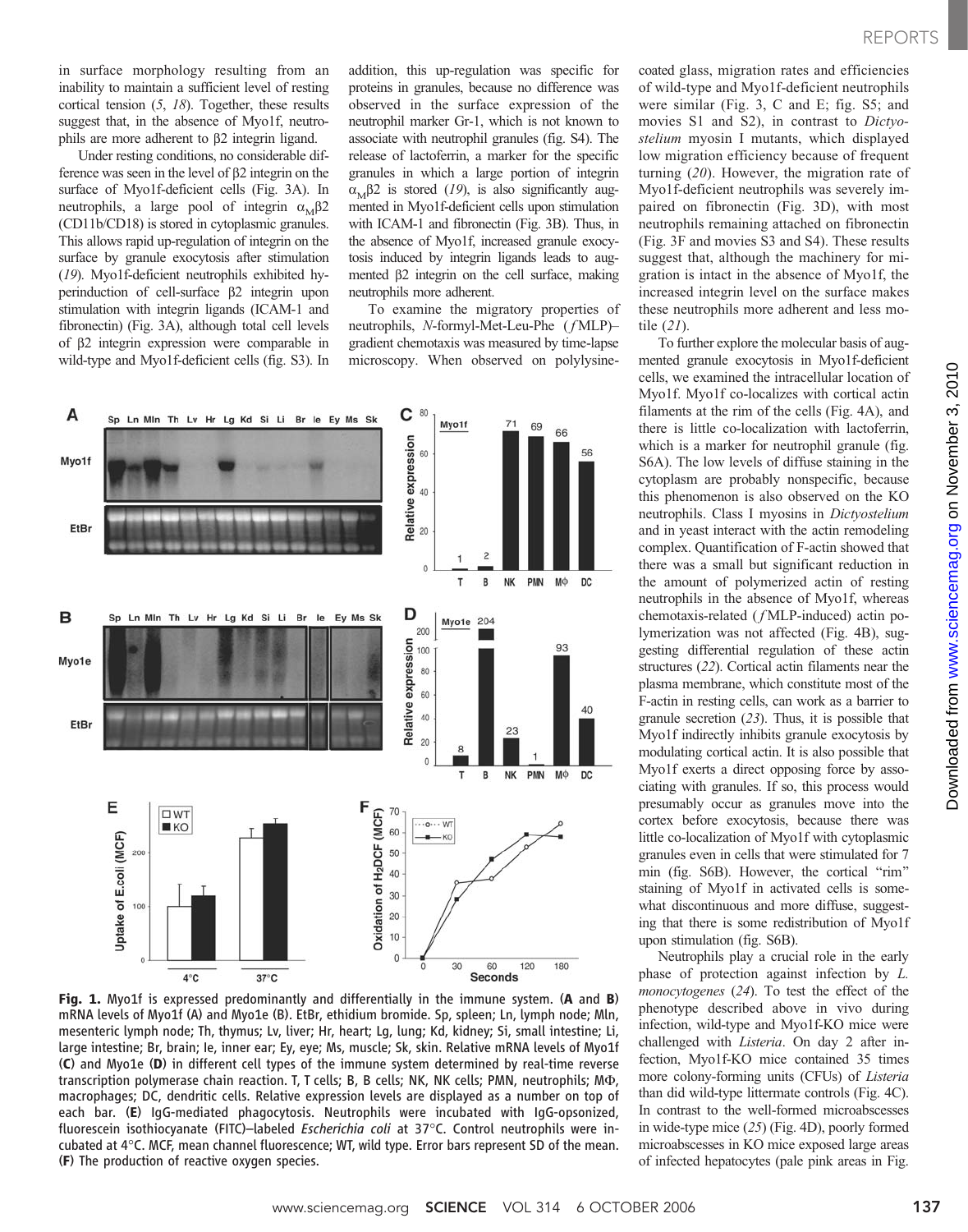in surface morphology resulting from an inability to maintain a sufficient level of resting cortical tension (5, 18). Together, these results suggest that, in the absence of Myo1f, neutrophils are more adherent to β2 integrin ligand.

Under resting conditions, no considerable difference was seen in the level of β2 integrin on the surface of Myo1f-deficient cells (Fig. 3A). In neutrophils, a large pool of integrin $\alpha_M\beta 2$ (CD11b/CD18) is stored in cytoplasmic granules. This allows rapid up-regulation of integrin on the surface by granule exocytosis after stimulation (19). Myo1f-deficient neutrophils exhibited hyperinduction of cell-surface β2 integrin upon stimulation with integrin ligands (ICAM-1 and fibronectin) (Fig. 3A), although total cell levels of β2 integrin expression were comparable in wild-type and Myo1f-deficient cells (fig. S3). In addition, this up-regulation was specific for proteins in granules, because no difference was observed in the surface expression of the neutrophil marker Gr-1, which is not known to associate with neutrophil granules (fig. S4). The release of lactoferrin, a marker for the specific granules in which a large portion of integrin $\alpha_M\beta 2$ is stored (19), is also significantly augmented in Myo1f-deficient cells upon stimulation with ICAM-1 and fibronectin (Fig. 3B). Thus, in the absence of Myo1f, increased granule exocytosis induced by integrin ligands leads to augmented β2 integrin on the cell surface, making neutrophils more adherent.

To examine the migratory properties of neutrophils, *N*-formyl-Met-Leu-Phe (*f*MLP)–gradient chemotaxis was measured by time-lapse microscopy. When observed on polylysine-coated glass, migration rates and efficiencies of wild-type and Myo1f-deficient neutrophils were similar (Fig. 3, C and E; fig. S5; and movies S1 and S2), in contrast to *Dictyostelium* myosin I mutants, which displayed low migration efficiency because of frequent turning (20). However, the migration rate of Myo1f-deficient neutrophils was severely impaired on fibronectin (Fig. 3D), with most neutrophils remaining attached on fibronectin (Fig. 3F and movies S3 and S4). These results suggest that, although the machinery for migration is intact in the absence of Myo1f, the increased integrin level on the surface makes these neutrophils more adherent and less motile (21).

To further explore the molecular basis of augmented granule exocytosis in Myo1f-deficient cells, we examined the intracellular location of Myo1f. Myo1f co-localizes with cortical actin filaments at the rim of the cells (Fig. 4A), and there is little co-localization with lactoferrin, which is a marker for neutrophil granule (fig. S6A). The low levels of diffuse staining in the cytoplasm are probably nonspecific, because this phenomenon is also observed on the KO neutrophils. Class I myosins in *Dictyostelium* and in yeast interact with the actin remodeling complex. Quantification of F-actin showed that there was a small but significant reduction in the amount of polymerized actin of resting neutrophils in the absence of Myo1f, whereas chemotaxis-related (*f*MLP-induced) actin polymerization was not affected (Fig. 4B), suggesting differential regulation of these actin structures (22). Cortical actin filaments near the plasma membrane, which constitute most of the F-actin in resting cells, can work as a barrier to granule secretion (23). Thus, it is possible that Myo1f indirectly inhibits granule exocytosis by modulating cortical actin. It is also possible that Myo1f exerts a direct opposing force by associating with granules. If so, this process would presumably occur as granules move into the cortex before exocytosis, because there was little co-localization of Myo1f with cytoplasmic granules even in cells that were stimulated for 7 min (fig. S6B). However, the cortical "rim" staining of Myo1f in activated cells is somewhat discontinuous and more diffuse, suggesting that there is some redistribution of Myo1f upon stimulation (fig. S6B).

Neutrophils play a crucial role in the early phase of protection against infection by *L. monocytogenes* (24). To test the effect of the phenotype described above in vivo during infection, wild-type and Myo1f-KO mice were challenged with *Listeria*. On day 2 after infection, Myo1f-KO mice contained 35 times more colony-forming units (CFUs) of *Listeria* than did wild-type littermate controls (Fig. 4C). In contrast to the well-formed microabscesses in wide-type mice (25) (Fig. 4D), poorly formed microabscesses in KO mice exposed large areas of infected hepatocytes (pale pink areas in Fig.

**Fig. 1.** Myo1f is expressed predominantly and differentially in the immune system. (**A** and **B**) mRNA levels of Myo1f (A) and Myo1e (B). EtBr, ethidium bromide. Sp, spleen; Ln, lymph node; Mln, mesenteric lymph node; Th, thymus; Lv, liver; Hr, heart; Lg, lung; Kd, kidney; Si, small intestine; Li, large intestine; Br, brain; Ie, inner ear; Ey, eye; Ms, muscle; Sk, skin. Relative mRNA levels of Myo1f (**C**) and Myo1e (**D**) in different cell types of the immune system determined by real-time reverse transcription polymerase chain reaction. T, T cells; B, B cells; NK, NK cells; PMN, neutrophils; MΦ, macrophages; DC, dendritic cells. Relative expression levels are displayed as a number on top of each bar. (**E**) IgG-mediated phagocytosis. Neutrophils were incubated with IgG-opsonized, fluorescein isothiocyanate (FITC)–labeled *Escherichia coli* at 37°C. Control neutrophils were incubated at 4°C. MCF, mean channel fluorescence; WT, wild type. Error bars represent SD of the mean. (**F**) The production of reactive oxygen species.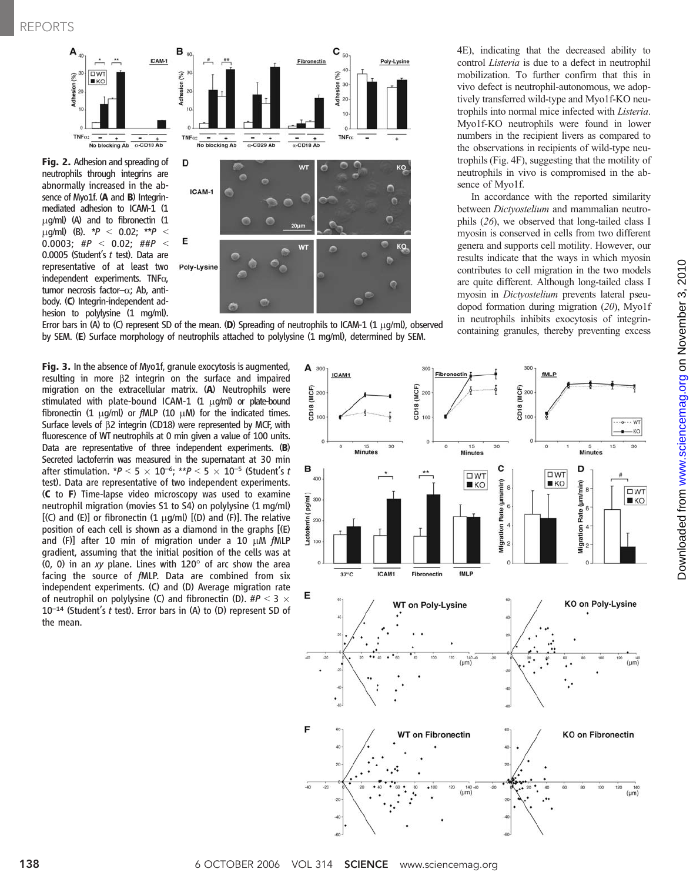**Fig. 2.** Adhesion and spreading of neutrophils through integrins are abnormally increased in the absence of Myo1f. (**A** and **B**) Integrin-mediated adhesion to ICAM-1 (1 μg/ml) (A) and to fibronectin (1 μg/ml) (B). $*P < 0.02$; $**P < 0.0003$; $\#P < 0.02$; $\#\#P < 0.0005$ (Student's *t* test). Data are representative of at least two independent experiments. TNFα, tumor necrosis factor–α; Ab, antibody. (**C**) Integrin-independent adhesion to polylysine (1 mg/ml). Error bars in (A) to (C) represent SD of the mean. (**D**) Spreading of neutrophils to ICAM-1 (1 μg/ml), observed by SEM. (**E**) Surface morphology of neutrophils attached to polylysine (1 mg/ml), determined by SEM.

**Fig. 3.** In the absence of Myo1f, granule exocytosis is augmented, resulting in more β2 integrin on the surface and impaired migration on the extracellular matrix. (**A**) Neutrophils were stimulated with plate-bound ICAM-1 (1 μg/ml) or plate-bound fibronectin (1 μg/ml) or *f*MLP (10 μM) for the indicated times. Surface levels of β2 integrin (CD18) were represented by MCF, with fluorescence of WT neutrophils at 0 min given a value of 100 units. Data are representative of three independent experiments. (**B**) Secreted lactoferrin was measured in the supernatant at 30 min after stimulation. $*P < 5 \times 10^{-6}$; $**P < 5 \times 10^{-5}$ (Student's *t* test). Data are representative of two independent experiments. (**C** to **F**) Time-lapse video microscopy was used to examine neutrophil migration (movies S1 to S4) on polylysine (1 mg/ml) [(C) and (E)] or fibronectin (1 μg/ml) [(D) and (F)]. The relative position of each cell is shown as a diamond in the graphs [(E) and (F)] after 10 min of migration under a 10 μM *f*MLP gradient, assuming that the initial position of the cells was at (0, 0) in an *xy* plane. Lines with 120° of arc show the area facing the source of *f*MLP. Data are combined from six independent experiments. (C) and (D) Average migration rate of neutrophil on polylysine (C) and fibronectin (D). $\#P < 3 \times 10^{-14}$ (Student's *t* test). Error bars in (A) to (D) represent SD of the mean.

4E), indicating that the decreased ability to control *Listeria* is due to a defect in neutrophil mobilization. To further confirm that this in vivo defect is neutrophil-autonomous, we adoptively transferred wild-type and Myo1f-KO neutrophils into normal mice infected with *Listeria*. Myo1f-KO neutrophils were found in lower numbers in the recipient livers as compared to the observations in recipients of wild-type neutrophils (Fig. 4F), suggesting that the motility of neutrophils in vivo is compromised in the absence of Myo1f.

In accordance with the reported similarity between *Dictyostelium* and mammalian neutrophils (*26*), we observed that long-tailed class I myosin is conserved in cells from two different genera and supports cell motility. However, our results indicate that the ways in which myosin contributes to cell migration in the two models are quite different. Although long-tailed class I myosin in *Dictyostelium* prevents lateral pseudopod formation during migration (*20*), Myo1f in neutrophils inhibits exocytosis of integrin-containing granules, thereby preventing excess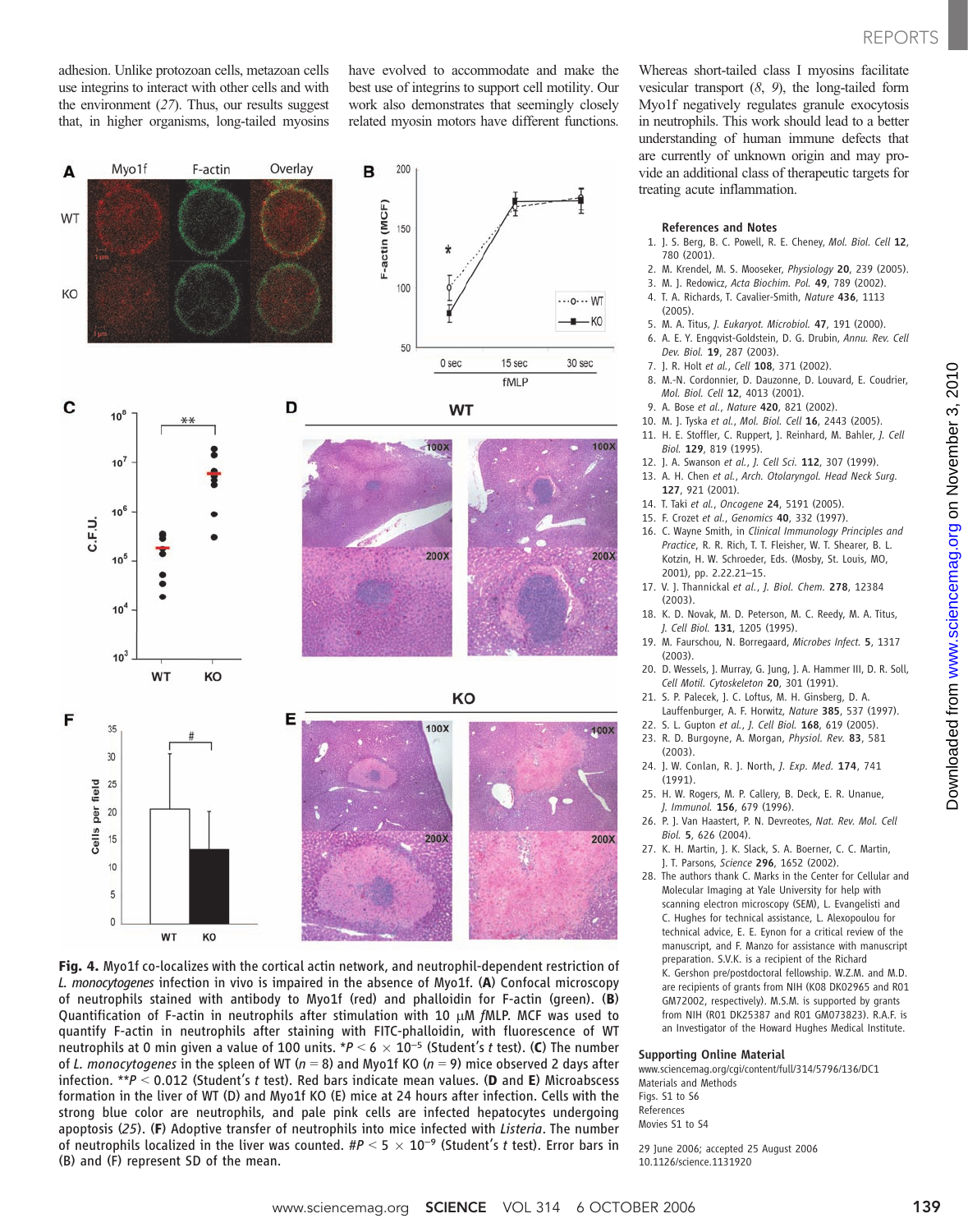adhesion. Unlike protozoan cells, metazoan cells use integrins to interact with other cells and with the environment (27). Thus, our results suggest that, in higher organisms, long-tailed myosins have evolved to accommodate and make the best use of integrins to support cell motility. Our work also demonstrates that seemingly closely related myosin motors have different functions. Whereas short-tailed class I myosins facilitate vesicular transport (8, 9), the long-tailed form Myo1f negatively regulates granule exocytosis in neutrophils. This work should lead to a better understanding of human immune defects that are currently of unknown origin and may provide an additional class of therapeutic targets for treating acute inflammation.

A
Myo1f
F-actin
Overlay
WT
KO
1 μm
1 μm

B
200
150
100
50
F-actin (MCF)
*
WT
KO
0 sec
15 sec
30 sec
fMLP

C
$10^8$
$10^7$
$10^6$
$10^5$
$10^4$
$10^3$
C.F.U.
**
WT
KO

D
WT
100X
100X
200X
200X

E
KO
100X
100X
200X
200X

F
35
30
25
20
15
10
5
0
Cells per field
#
WT
KO

**Fig. 4.** Myo1f co-localizes with the cortical actin network, and neutrophil-dependent restriction of *L. monocytogenes* infection in vivo is impaired in the absence of Myo1f. (**A**) Confocal microscopy of neutrophils stained with antibody to Myo1f (red) and phalloidin for F-actin (green). (**B**) Quantification of F-actin in neutrophils after stimulation with 10 μM *f*MLP. MCF was used to quantify F-actin in neutrophils after staining with FITC-phalloidin, with fluorescence of WT neutrophils at 0 min given a value of 100 units. *$P < 6 \times 10^{-5}$ (Student's *t* test). (**C**) The number of *L. monocytogenes* in the spleen of WT ($n = 8$) and Myo1f KO ($n = 9$) mice observed 2 days after infection. **$P < 0.012$ (Student's *t* test). Red bars indicate mean values. (**D** and **E**) Microabscess formation in the liver of WT (D) and Myo1f KO (E) mice at 24 hours after infection. Cells with the strong blue color are neutrophils, and pale pink cells are infected hepatocytes undergoing apoptosis (25). (**F**) Adoptive transfer of neutrophils into mice infected with *Listeria*. The number of neutrophils localized in the liver was counted. #$P < 5 \times 10^{-9}$ (Student's *t* test). Error bars in (B) and (F) represent SD of the mean.

### References and Notes

1. J. S. Berg, B. C. Powell, R. E. Cheney, *Mol. Biol. Cell* **12**, 780 (2001).
2. M. Krendel, M. S. Mooseker, *Physiology* **20**, 239 (2005).
3. M. J. Redowicz, *Acta Biochim. Pol.* **49**, 789 (2002).
4. T. A. Richards, T. Cavalier-Smith, *Nature* **436**, 1113 (2005).
5. M. A. Titus, *J. Eukaryot. Microbiol.* **47**, 191 (2000).
6. A. E. Y. Engqvist-Goldstein, D. G. Drubin, *Annu. Rev. Cell Dev. Biol.* **19**, 287 (2003).
7. J. R. Holt *et al.*, *Cell* **108**, 371 (2002).
8. M.-N. Cordonnier, D. Dauzonne, D. Louvard, E. Coudrier, *Mol. Biol. Cell* **12**, 4013 (2001).
9. A. Bose *et al.*, *Nature* **420**, 821 (2002).
10. M. J. Tyska *et al.*, *Mol. Biol. Cell* **16**, 2443 (2005).
11. H. E. Stoffler, C. Ruppert, J. Reinhard, M. Bahler, *J. Cell Biol.* **129**, 819 (1995).
12. J. A. Swanson *et al.*, *J. Cell Sci.* **112**, 307 (1999).
13. A. H. Chen *et al.*, *Arch. Otolaryngol. Head Neck Surg.* **127**, 921 (2001).
14. T. Taki *et al.*, *Oncogene* **24**, 5191 (2005).
15. F. Crozet *et al.*, *Genomics* **40**, 332 (1997).
16. C. Wayne Smith, in *Clinical Immunology Principles and Practice*, R. R. Rich, T. T. Fleisher, W. T. Shearer, B. L. Kotzin, H. W. Schroeder, Eds. (Mosby, St. Louis, MO, 2001), pp. 2.22.21–15.
17. V. J. Thannickal *et al.*, *J. Biol. Chem.* **278**, 12384 (2003).
18. K. D. Novak, M. D. Peterson, M. C. Reedy, M. A. Titus, *J. Cell Biol.* **131**, 1205 (1995).
19. M. Faurschou, N. Borregaard, *Microbes Infect.* **5**, 1317 (2003).
20. D. Wessels, J. Murray, G. Jung, J. A. Hammer III, D. R. Soll, *Cell Motil. Cytoskeleton* **20**, 301 (1991).
21. S. P. Palecek, J. C. Loftus, M. H. Ginsberg, D. A. Lauffenburger, A. F. Horwitz, *Nature* **385**, 537 (1997).
22. S. L. Gupton *et al.*, *J. Cell Biol.* **168**, 619 (2005).
23. R. D. Burgoyne, A. Morgan, *Physiol. Rev.* **83**, 581 (2003).
24. J. W. Conlan, R. J. North, *J. Exp. Med.* **174**, 741 (1991).
25. H. W. Rogers, M. P. Callery, B. Deck, E. R. Unanue, *J. Immunol.* **156**, 679 (1996).
26. P. J. Van Haastert, P. N. Devreotes, *Nat. Rev. Mol. Cell Biol.* **5**, 626 (2004).
27. K. H. Martin, J. K. Slack, S. A. Boerner, C. C. Martin, J. T. Parsons, *Science* **296**, 1652 (2002).
28. The authors thank C. Marks in the Center for Cellular and Molecular Imaging at Yale University for help with scanning electron microscopy (SEM), L. Evangelisti and C. Hughes for technical assistance, L. Alexopoulou for technical advice, E. E. Eynon for a critical review of the manuscript, and F. Manzo for assistance with manuscript preparation. S.V.K. is a recipient of the Richard K. Gershon pre/postdoctoral fellowship. W.Z.M. and M.D. are recipients of grants from NIH (K08 DK02965 and R01 GM72002, respectively). M.S.M. is supported by grants from NIH (R01 DK25387 and R01 GM073823). R.A.F. is an Investigator of the Howard Hughes Medical Institute.

### Supporting Online Material

www.sciencemag.org/cgi/content/full/314/5796/136/DC1
Materials and Methods
Figs. S1 to S6
References
Movies S1 to S4

29 June 2006; accepted 25 August 2006
10.1126/science.1131920